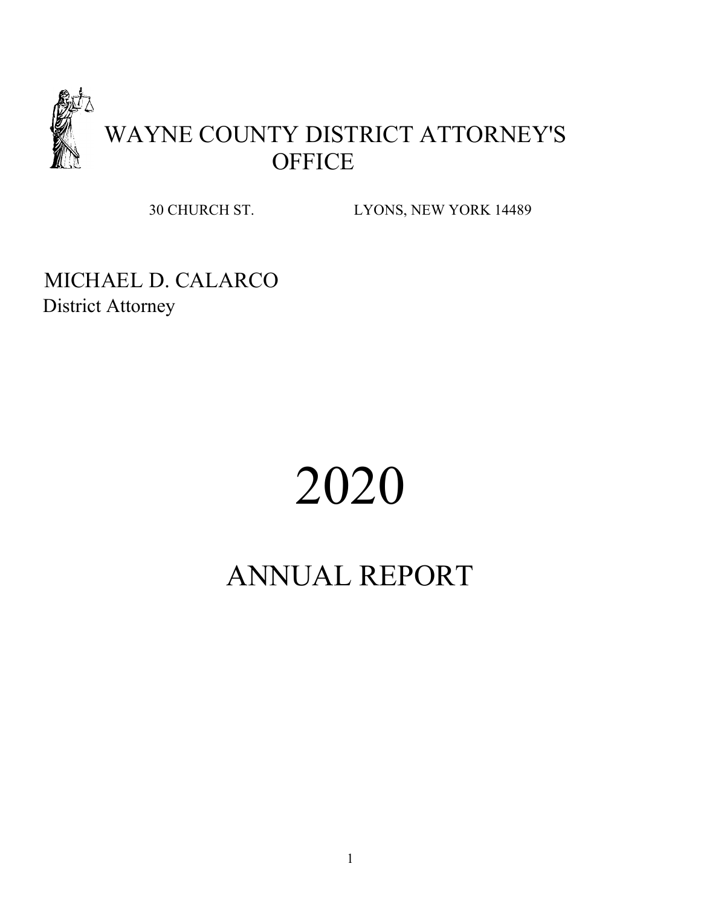# WAYNE COUNTY DISTRICT ATTORNEY'S OFFICE

30 CHURCH ST. LYONS, NEW YORK 14489

MICHAEL D. CALARCO
District Attorney

# 2020

# ANNUAL REPORT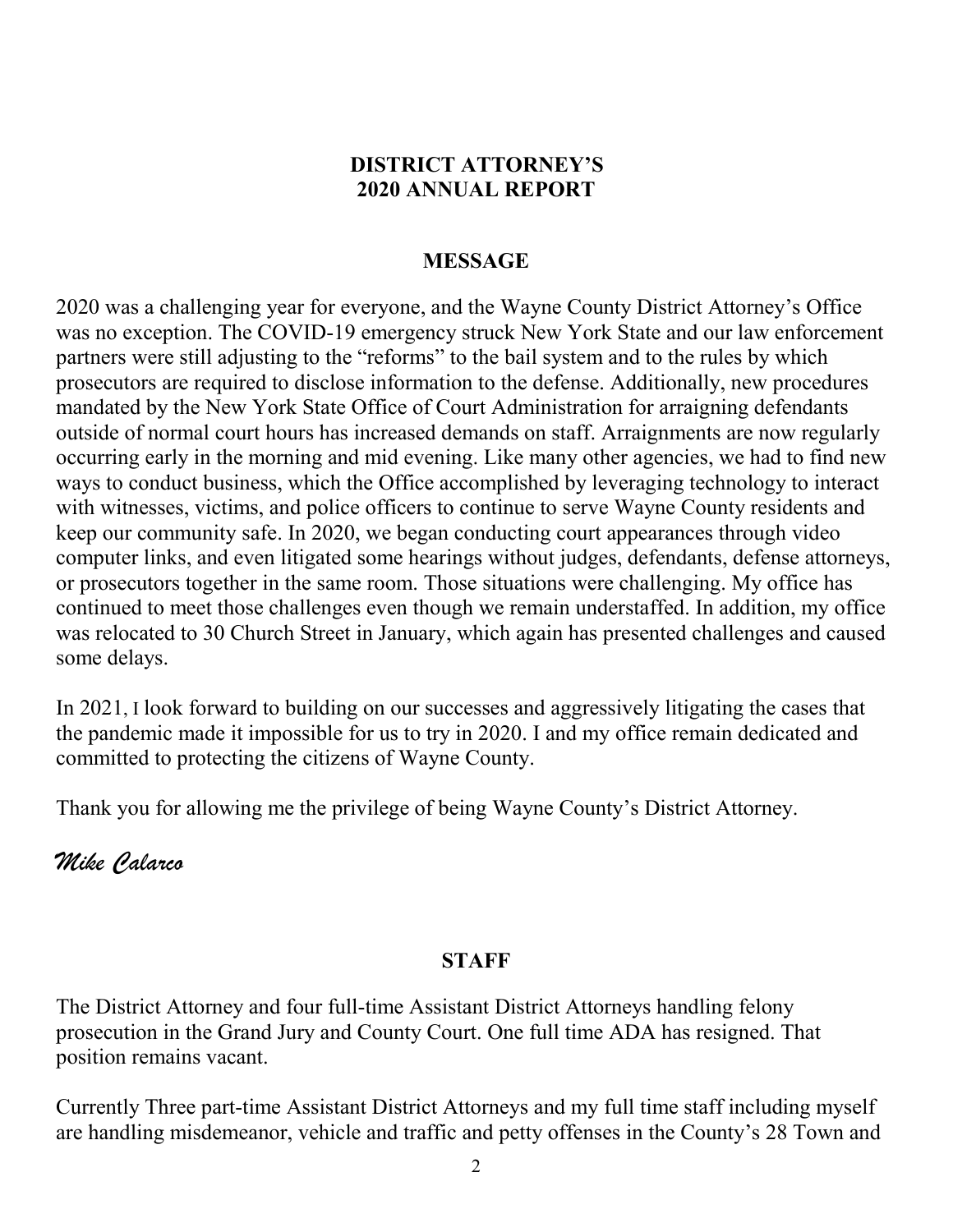# DISTRICT ATTORNEY'S 2020 ANNUAL REPORT

## MESSAGE

2020 was a challenging year for everyone, and the Wayne County District Attorney's Office was no exception. The COVID-19 emergency struck New York State and our law enforcement partners were still adjusting to the "reforms" to the bail system and to the rules by which prosecutors are required to disclose information to the defense. Additionally, new procedures mandated by the New York State Office of Court Administration for arraigning defendants outside of normal court hours has increased demands on staff. Arraignments are now regularly occurring early in the morning and mid evening. Like many other agencies, we had to find new ways to conduct business, which the Office accomplished by leveraging technology to interact with witnesses, victims, and police officers to continue to serve Wayne County residents and keep our community safe. In 2020, we began conducting court appearances through video computer links, and even litigated some hearings without judges, defendants, defense attorneys, or prosecutors together in the same room. Those situations were challenging. My office has continued to meet those challenges even though we remain understaffed. In addition, my office was relocated to 30 Church Street in January, which again has presented challenges and caused some delays.

In 2021, I look forward to building on our successes and aggressively litigating the cases that the pandemic made it impossible for us to try in 2020. I and my office remain dedicated and committed to protecting the citizens of Wayne County.

Thank you for allowing me the privilege of being Wayne County's District Attorney.

*Mike Calarco*

## STAFF

The District Attorney and four full-time Assistant District Attorneys handling felony prosecution in the Grand Jury and County Court. One full time ADA has resigned. That position remains vacant.

Currently Three part-time Assistant District Attorneys and my full time staff including myself are handling misdemeanor, vehicle and traffic and petty offenses in the County's 28 Town and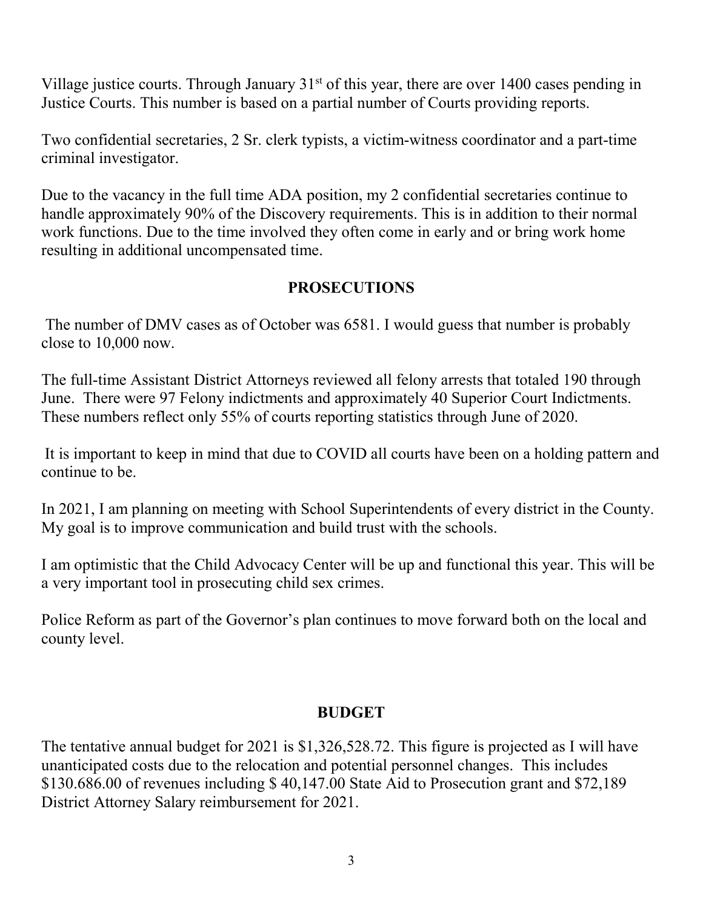Village justice courts. Through January 31st of this year, there are over 1400 cases pending in Justice Courts. This number is based on a partial number of Courts providing reports.

Two confidential secretaries, 2 Sr. clerk typists, a victim-witness coordinator and a part-time criminal investigator.

Due to the vacancy in the full time ADA position, my 2 confidential secretaries continue to handle approximately 90% of the Discovery requirements. This is in addition to their normal work functions. Due to the time involved they often come in early and or bring work home resulting in additional uncompensated time.

## PROSECUTIONS

The number of DMV cases as of October was 6581. I would guess that number is probably close to 10,000 now.

The full-time Assistant District Attorneys reviewed all felony arrests that totaled 190 through June. There were 97 Felony indictments and approximately 40 Superior Court Indictments. These numbers reflect only 55% of courts reporting statistics through June of 2020.

It is important to keep in mind that due to COVID all courts have been on a holding pattern and continue to be.

In 2021, I am planning on meeting with School Superintendents of every district in the County. My goal is to improve communication and build trust with the schools.

I am optimistic that the Child Advocacy Center will be up and functional this year. This will be a very important tool in prosecuting child sex crimes.

Police Reform as part of the Governor's plan continues to move forward both on the local and county level.

## BUDGET

The tentative annual budget for 2021 is $1,326,528.72. This figure is projected as I will have unanticipated costs due to the relocation and potential personnel changes. This includes $130.686.00 of revenues including $ 40,147.00 State Aid to Prosecution grant and $72,189 District Attorney Salary reimbursement for 2021.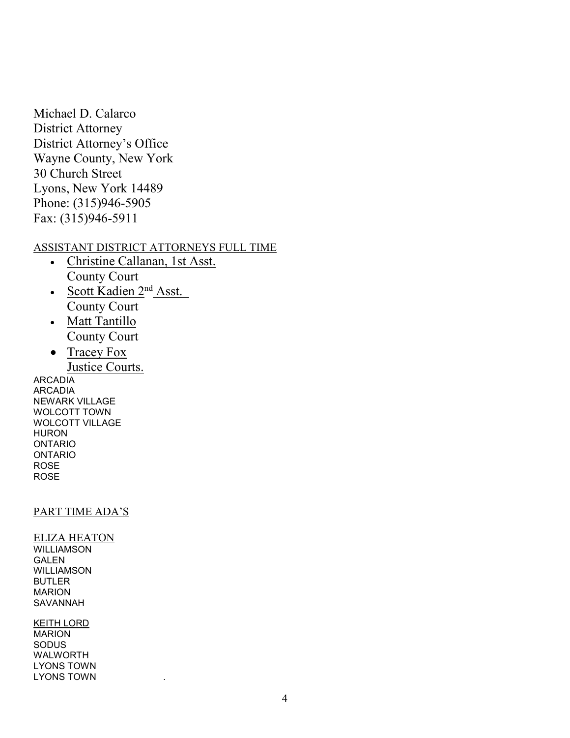Michael D. Calarco
District Attorney
District Attorney's Office
Wayne County, New York
30 Church Street
Lyons, New York 14489
Phone: (315)946-5905
Fax: (315)946-5911

ASSISTANT DISTRICT ATTORNEYS FULL TIME

- Christine Callanan, 1st Asst.
  County Court
- Scott Kadien 2nd Asst.
  County Court
- Matt Tantillo
  County Court
- Tracey Fox
  Justice Courts.

ARCADIA
ARCADIA
NEWARK VILLAGE
WOLCOTT TOWN
WOLCOTT VILLAGE
HURON
ONTARIO
ONTARIO
ROSE
ROSE

PART TIME ADA'S

ELIZA HEATON
WILLIAMSON
GALEN
WILLIAMSON
BUTLER
MARION
SAVANNAH

KEITH LORD
MARION
SODUS
WALWORTH
LYONS TOWN
LYONS TOWN .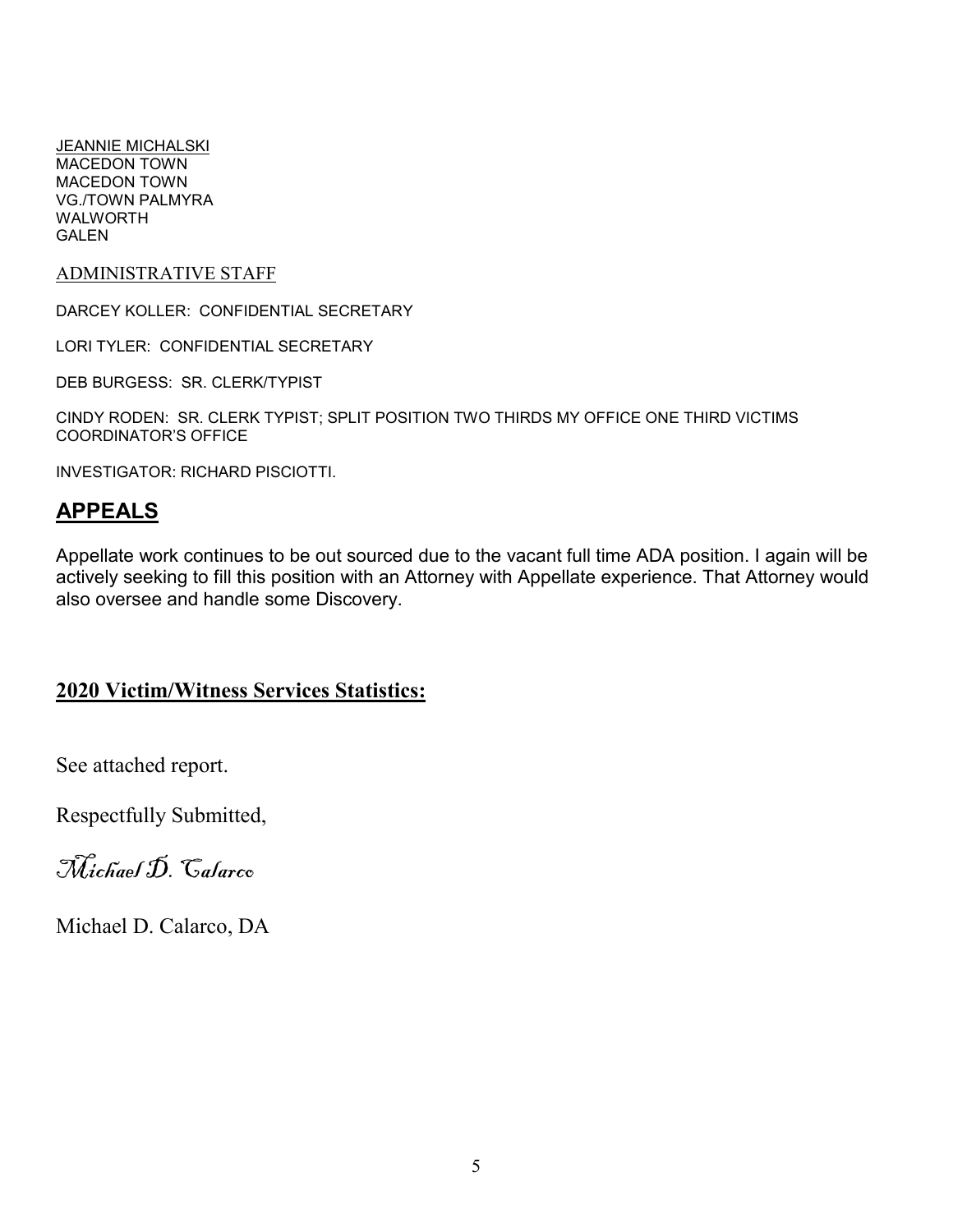JEANNIE MICHALSKI
MACEDON TOWN
MACEDON TOWN
VG./TOWN PALMYRA
WALWORTH
GALEN

ADMINISTRATIVE STAFF

DARCEY KOLLER: CONFIDENTIAL SECRETARY

LORI TYLER: CONFIDENTIAL SECRETARY

DEB BURGESS: SR. CLERK/TYPIST

CINDY RODEN: SR. CLERK TYPIST; SPLIT POSITION TWO THIRDS MY OFFICE ONE THIRD VICTIMS COORDINATOR'S OFFICE

INVESTIGATOR: RICHARD PISCIOTTI.

## APPEALS

Appellate work continues to be out sourced due to the vacant full time ADA position. I again will be actively seeking to fill this position with an Attorney with Appellate experience. That Attorney would also oversee and handle some Discovery.

## 2020 Victim/Witness Services Statistics:

See attached report.

Respectfully Submitted,

*Michael D. Calarco*

Michael D. Calarco, DA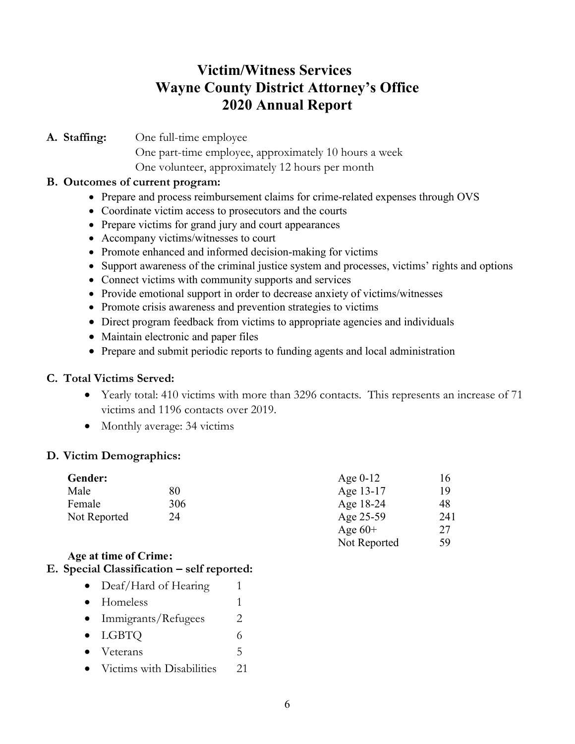# Victim/Witness Services
# Wayne County District Attorney's Office
# 2020 Annual Report

**A. Staffing:** One full-time employee
One part-time employee, approximately 10 hours a week
One volunteer, approximately 12 hours per month

**B. Outcomes of current program:**

- Prepare and process reimbursement claims for crime-related expenses through OVS
- Coordinate victim access to prosecutors and the courts
- Prepare victims for grand jury and court appearances
- Accompany victims/witnesses to court
- Promote enhanced and informed decision-making for victims
- Support awareness of the criminal justice system and processes, victims' rights and options
- Connect victims with community supports and services
- Provide emotional support in order to decrease anxiety of victims/witnesses
- Promote crisis awareness and prevention strategies to victims
- Direct program feedback from victims to appropriate agencies and individuals
- Maintain electronic and paper files
- Prepare and submit periodic reports to funding agents and local administration

**C. Total Victims Served:**

- Yearly total: 410 victims with more than 3296 contacts. This represents an increase of 71 victims and 1196 contacts over 2019.
- Monthly average: 34 victims

**D. Victim Demographics:**

| **Gender:** | |
|---|---|
| Male | 80 |
| Female | 306 |
| Not Reported | 24 |

**Age at time of Crime:**

| | |
|---|---|
| Age 0-12 | 16 |
| Age 13-17 | 19 |
| Age 18-24 | 48 |
| Age 25-59 | 241 |
| Age 60+ | 27 |
| Not Reported | 59 |

**E. Special Classification – self reported:**

- Deaf/Hard of Hearing 1
- Homeless 1
- Immigrants/Refugees 2
- LGBTQ 6
- Veterans 5
- Victims with Disabilities 21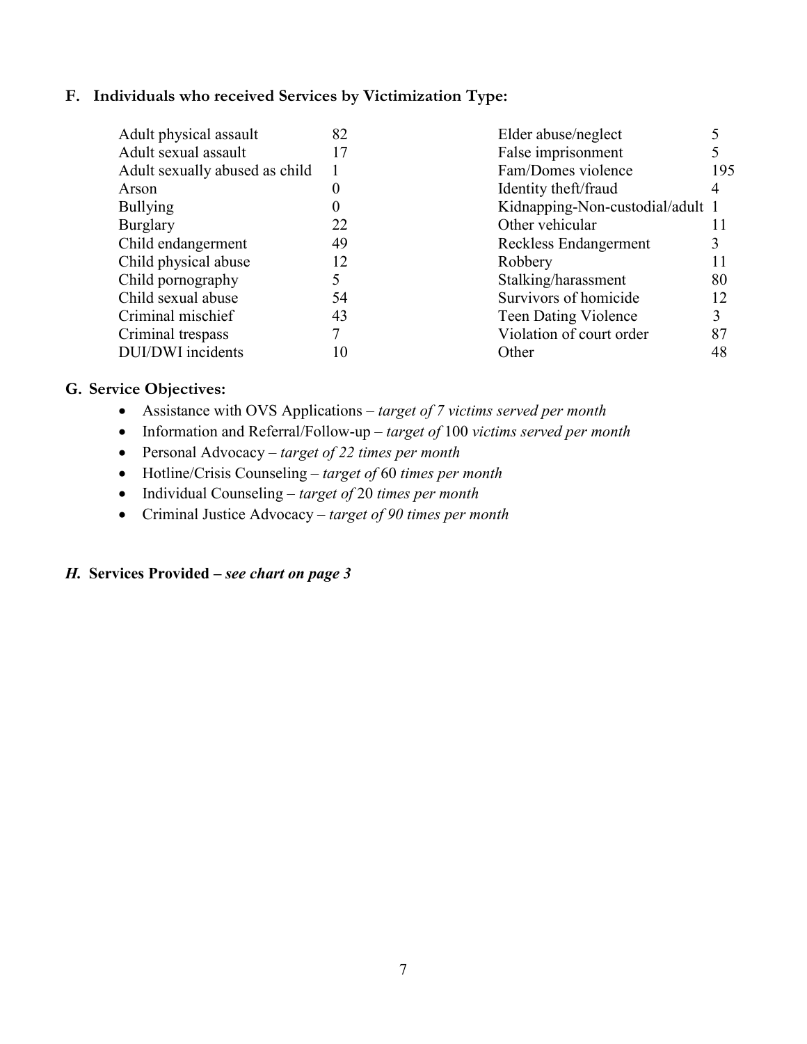### F. Individuals who received Services by Victimization Type:

| | | | |
|---|---|---|---|
| Adult physical assault | 82 | Elder abuse/neglect | 5 |
| Adult sexual assault | 17 | False imprisonment | 5 |
| Adult sexually abused as child | 1 | Fam/Domes violence | 195 |
| Arson | 0 | Identity theft/fraud | 4 |
| Bullying | 0 | Kidnapping-Non-custodial/adult | 1 |
| Burglary | 22 | Other vehicular | 11 |
| Child endangerment | 49 | Reckless Endangerment | 3 |
| Child physical abuse | 12 | Robbery | 11 |
| Child pornography | 5 | Stalking/harassment | 80 |
| Child sexual abuse | 54 | Survivors of homicide | 12 |
| Criminal mischief | 43 | Teen Dating Violence | 3 |
| Criminal trespass | 7 | Violation of court order | 87 |
| DUI/DWI incidents | 10 | Other | 48 |

### G. Service Objectives:

- Assistance with OVS Applications – *target of 7 victims served per month*
- Information and Referral/Follow-up – *target of* 100 *victims served per month*
- Personal Advocacy – *target of 22 times per month*
- Hotline/Crisis Counseling – *target of* 60 *times per month*
- Individual Counseling – *target of* 20 *times per month*
- Criminal Justice Advocacy – *target of 90 times per month*

### *H.* Services Provided – *see chart on page 3*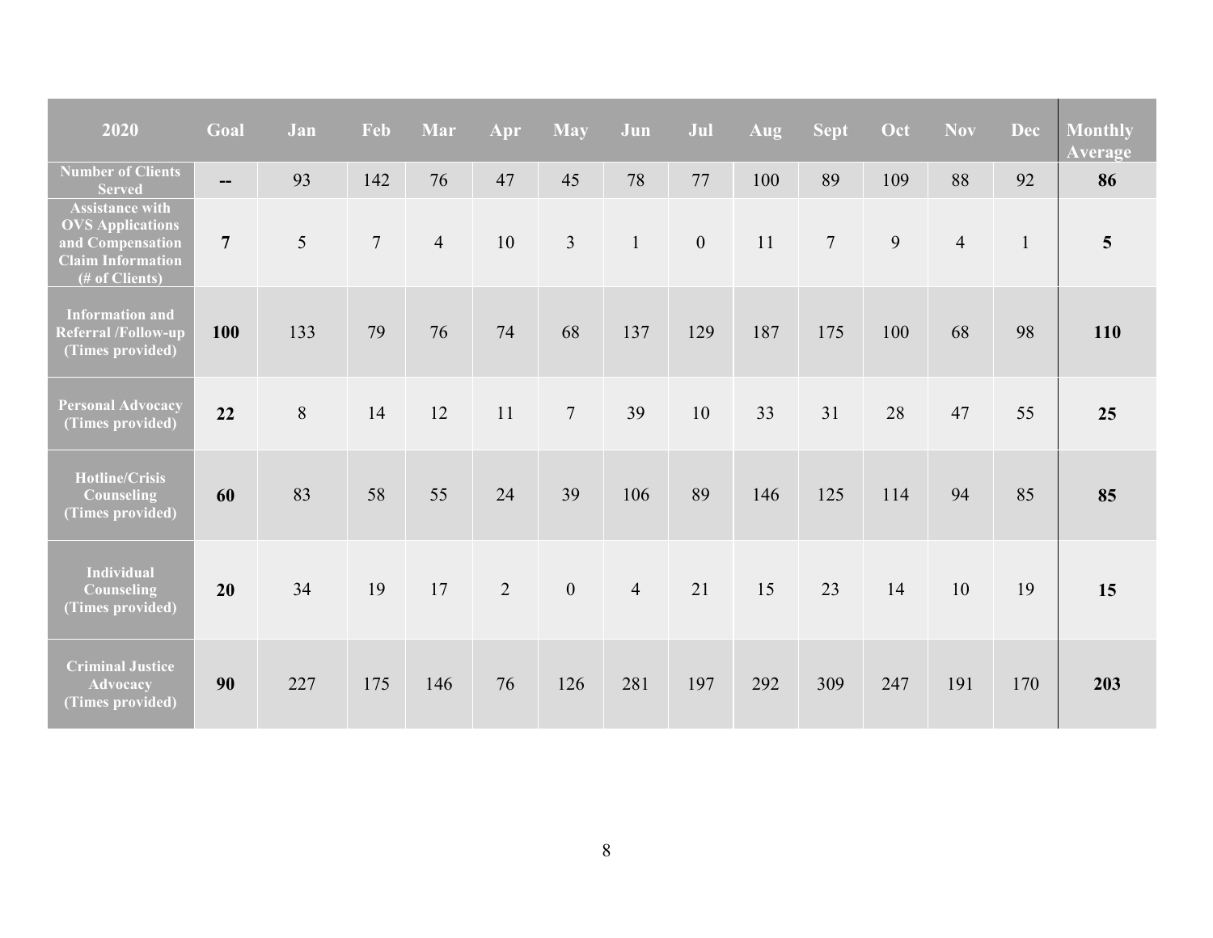| 2020 | Goal | Jan | Feb | Mar | Apr | May | Jun | Jul | Aug | Sept | Oct | Nov | Dec | Monthly Average |
|---|---|---|---|---|---|---|---|---|---|---|---|---|---|---|
| **Number of Clients Served** | **--** | 93 | 142 | 76 | 47 | 45 | 78 | 77 | 100 | 89 | 109 | 88 | 92 | **86** |
| **Assistance with OVS Applications and Compensation Claim Information (# of Clients)** | **7** | 5 | 7 | 4 | 10 | 3 | 1 | 0 | 11 | 7 | 9 | 4 | 1 | **5** |
| **Information and Referral /Follow-up (Times provided)** | **100** | 133 | 79 | 76 | 74 | 68 | 137 | 129 | 187 | 175 | 100 | 68 | 98 | **110** |
| **Personal Advocacy (Times provided)** | **22** | 8 | 14 | 12 | 11 | 7 | 39 | 10 | 33 | 31 | 28 | 47 | 55 | **25** |
| **Hotline/Crisis Counseling (Times provided)** | **60** | 83 | 58 | 55 | 24 | 39 | 106 | 89 | 146 | 125 | 114 | 94 | 85 | **85** |
| **Individual Counseling (Times provided)** | **20** | 34 | 19 | 17 | 2 | 0 | 4 | 21 | 15 | 23 | 14 | 10 | 19 | **15** |
| **Criminal Justice Advocacy (Times provided)** | **90** | 227 | 175 | 146 | 76 | 126 | 281 | 197 | 292 | 309 | 247 | 191 | 170 | **203** |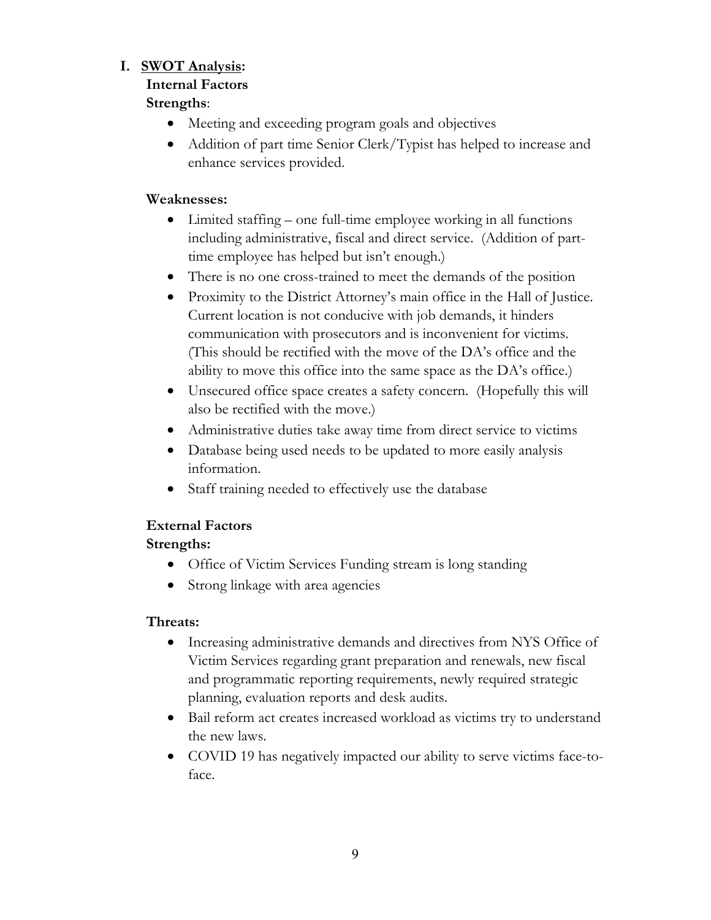# I. SWOT Analysis:

**Internal Factors**

**Strengths**:

- Meeting and exceeding program goals and objectives
- Addition of part time Senior Clerk/Typist has helped to increase and enhance services provided.

**Weaknesses:**

- Limited staffing – one full-time employee working in all functions including administrative, fiscal and direct service. (Addition of part-time employee has helped but isn't enough.)
- There is no one cross-trained to meet the demands of the position
- Proximity to the District Attorney's main office in the Hall of Justice. Current location is not conducive with job demands, it hinders communication with prosecutors and is inconvenient for victims. (This should be rectified with the move of the DA's office and the ability to move this office into the same space as the DA's office.)
- Unsecured office space creates a safety concern. (Hopefully this will also be rectified with the move.)
- Administrative duties take away time from direct service to victims
- Database being used needs to be updated to more easily analysis information.
- Staff training needed to effectively use the database

**External Factors**

**Strengths:**

- Office of Victim Services Funding stream is long standing
- Strong linkage with area agencies

**Threats:**

- Increasing administrative demands and directives from NYS Office of Victim Services regarding grant preparation and renewals, new fiscal and programmatic reporting requirements, newly required strategic planning, evaluation reports and desk audits.
- Bail reform act creates increased workload as victims try to understand the new laws.
- COVID 19 has negatively impacted our ability to serve victims face-to-face.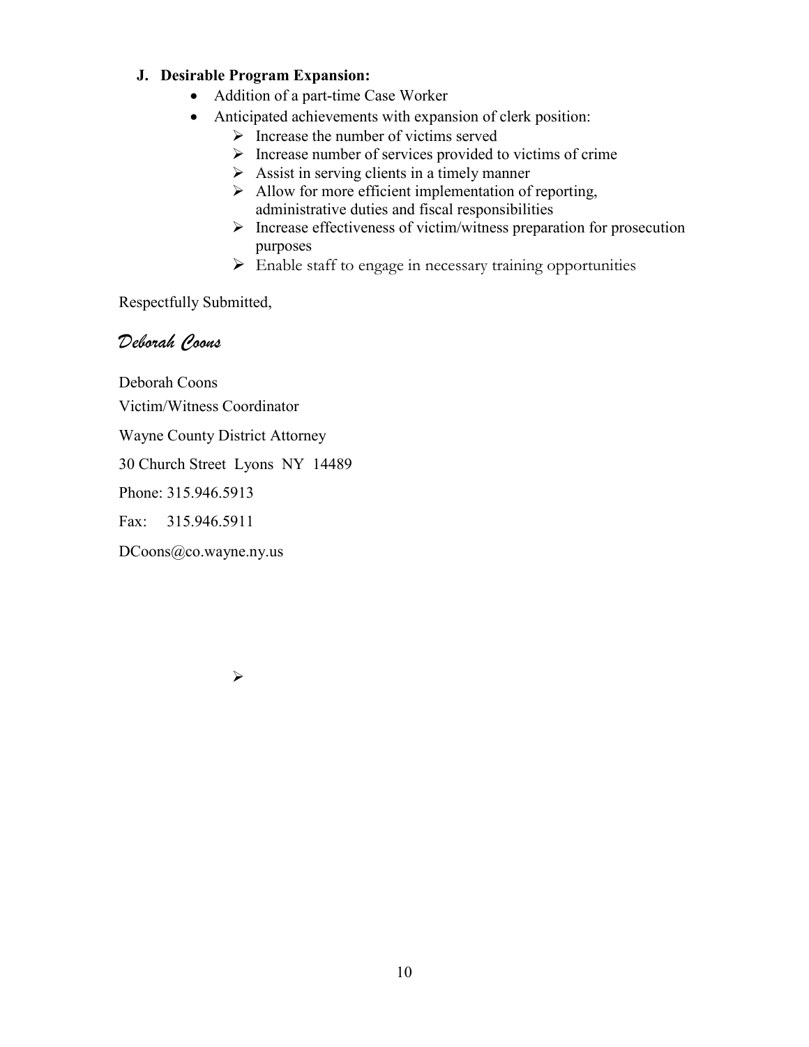**J. Desirable Program Expansion:**

- Addition of a part-time Case Worker
- Anticipated achievements with expansion of clerk position:
  - Increase the number of victims served
  - Increase number of services provided to victims of crime
  - Assist in serving clients in a timely manner
  - Allow for more efficient implementation of reporting, administrative duties and fiscal responsibilities
  - Increase effectiveness of victim/witness preparation for prosecution purposes
  - Enable staff to engage in necessary training opportunities

Respectfully Submitted,

*Deborah Coons*

Deborah Coons

Victim/Witness Coordinator

Wayne County District Attorney

30 Church Street Lyons NY 14489

Phone: 315.946.5913

Fax: 315.946.5911

DCoons@co.wayne.ny.us